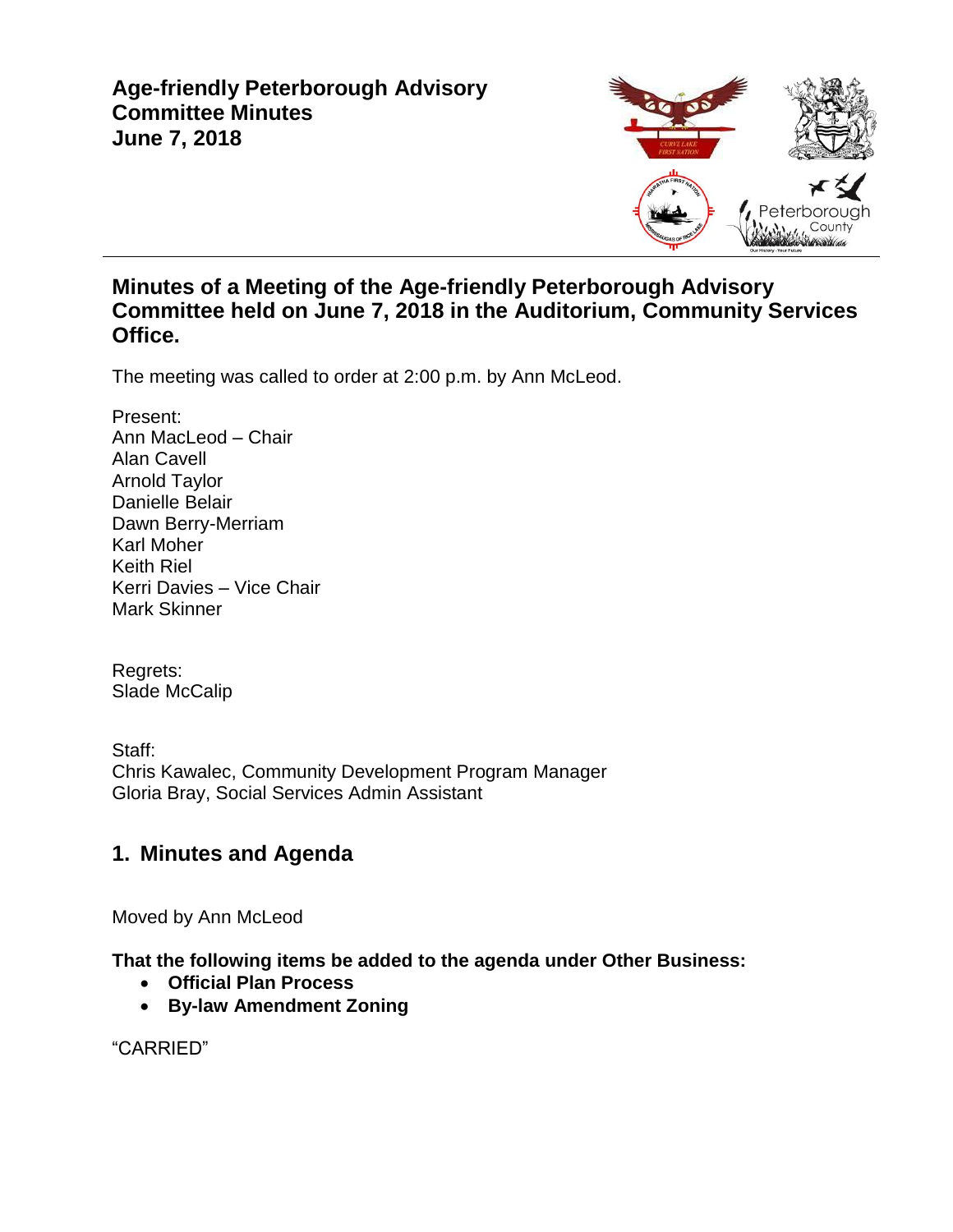# Age-friendly Peterborough Advisory Committee Minutes
# June 7, 2018

## Minutes of a Meeting of the Age-friendly Peterborough Advisory Committee held on June 7, 2018 in the Auditorium, Community Services Office.

The meeting was called to order at 2:00 p.m. by Ann McLeod.

Present:
Ann MacLeod – Chair
Alan Cavell
Arnold Taylor
Danielle Belair
Dawn Berry-Merriam
Karl Moher
Keith Riel
Kerri Davies – Vice Chair
Mark Skinner

Regrets:
Slade McCalip

Staff:
Chris Kawalec, Community Development Program Manager
Gloria Bray, Social Services Admin Assistant

## 1. Minutes and Agenda

Moved by Ann McLeod

**That the following items be added to the agenda under Other Business:**

- **Official Plan Process**
- **By-law Amendment Zoning**

"CARRIED"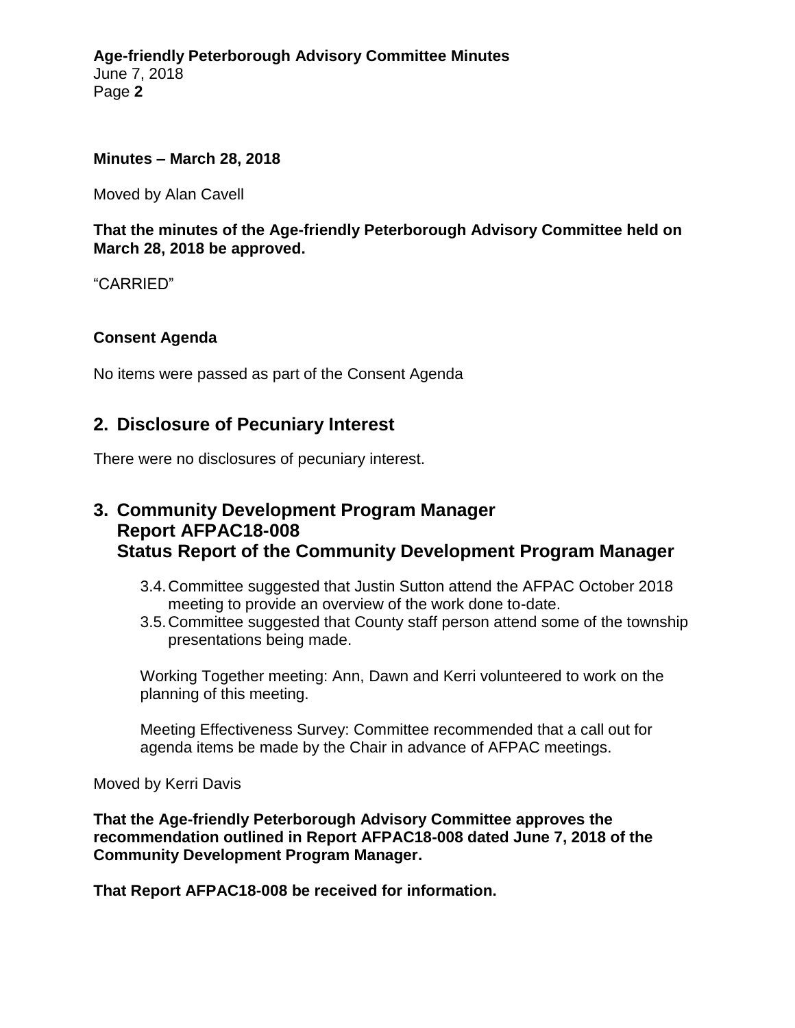**Minutes – March 28, 2018**

Moved by Alan Cavell

**That the minutes of the Age-friendly Peterborough Advisory Committee held on March 28, 2018 be approved.**

“CARRIED”

**Consent Agenda**

No items were passed as part of the Consent Agenda

## 2. Disclosure of Pecuniary Interest

There were no disclosures of pecuniary interest.

## 3. Community Development Program Manager Report AFPAC18-008 Status Report of the Community Development Program Manager

3.4. Committee suggested that Justin Sutton attend the AFPAC October 2018 meeting to provide an overview of the work done to-date.

3.5. Committee suggested that County staff person attend some of the township presentations being made.

Working Together meeting: Ann, Dawn and Kerri volunteered to work on the planning of this meeting.

Meeting Effectiveness Survey: Committee recommended that a call out for agenda items be made by the Chair in advance of AFPAC meetings.

Moved by Kerri Davis

**That the Age-friendly Peterborough Advisory Committee approves the recommendation outlined in Report AFPAC18-008 dated June 7, 2018 of the Community Development Program Manager.**

**That Report AFPAC18-008 be received for information.**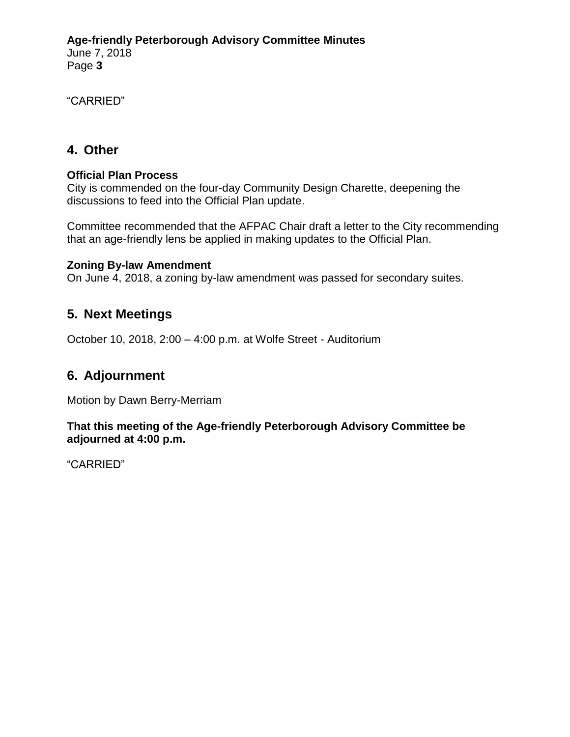"CARRIED"

## 4. Other

**Official Plan Process**
City is commended on the four-day Community Design Charette, deepening the discussions to feed into the Official Plan update.

Committee recommended that the AFPAC Chair draft a letter to the City recommending that an age-friendly lens be applied in making updates to the Official Plan.

**Zoning By-law Amendment**
On June 4, 2018, a zoning by-law amendment was passed for secondary suites.

## 5. Next Meetings

October 10, 2018, 2:00 – 4:00 p.m. at Wolfe Street - Auditorium

## 6. Adjournment

Motion by Dawn Berry-Merriam

**That this meeting of the Age-friendly Peterborough Advisory Committee be adjourned at 4:00 p.m.**

"CARRIED"